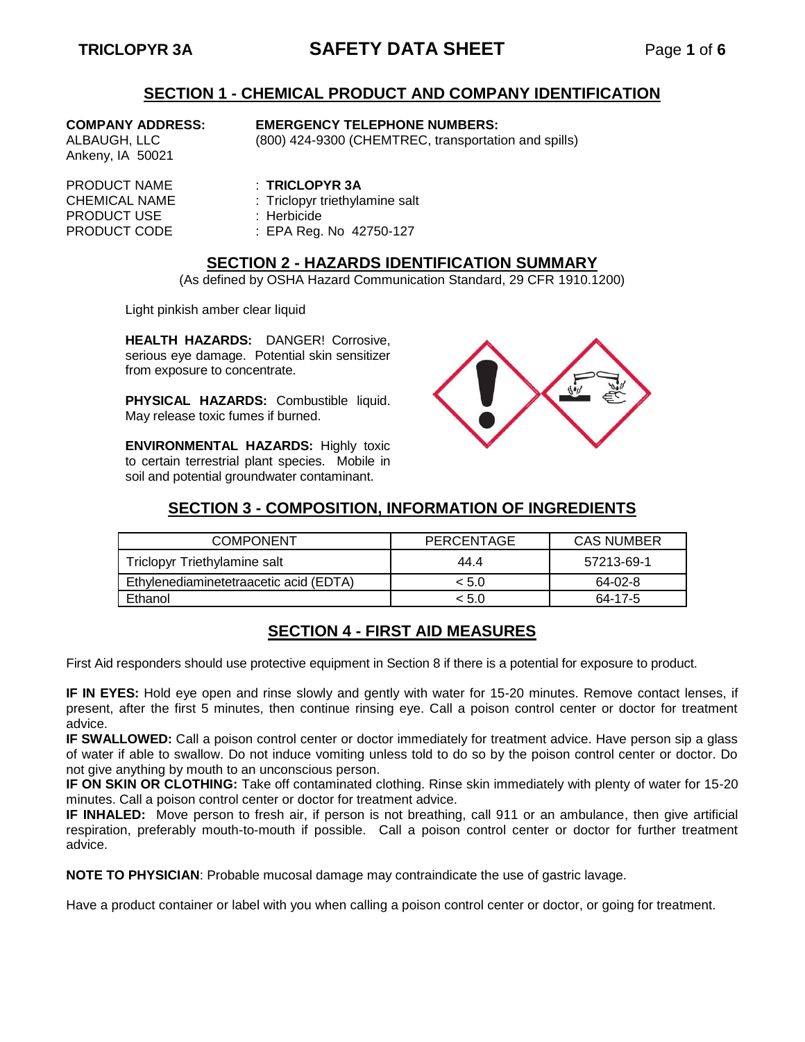## SECTION 1 - CHEMICAL PRODUCT AND COMPANY IDENTIFICATION

**COMPANY ADDRESS:**
ALBAUGH, LLC
Ankeny, IA 50021

**EMERGENCY TELEPHONE NUMBERS:**
(800) 424-9300 (CHEMTREC, transportation and spills)

PRODUCT NAME : **TRICLOPYR 3A**
CHEMICAL NAME : Triclopyr triethylamine salt
PRODUCT USE : Herbicide
PRODUCT CODE : EPA Reg. No 42750-127

## SECTION 2 - HAZARDS IDENTIFICATION SUMMARY

(As defined by OSHA Hazard Communication Standard, 29 CFR 1910.1200)

Light pinkish amber clear liquid

**HEALTH HAZARDS:** DANGER! Corrosive, serious eye damage. Potential skin sensitizer from exposure to concentrate.

**PHYSICAL HAZARDS:** Combustible liquid. May release toxic fumes if burned.

**ENVIRONMENTAL HAZARDS:** Highly toxic to certain terrestrial plant species. Mobile in soil and potential groundwater contaminant.

## SECTION 3 - COMPOSITION, INFORMATION OF INGREDIENTS

| COMPONENT | PERCENTAGE | CAS NUMBER |
|---|---|---|
| Triclopyr Triethylamine salt | 44.4 | 57213-69-1 |
| Ethylenediaminetetraacetic acid (EDTA) | < 5.0 | 64-02-8 |
| Ethanol | < 5.0 | 64-17-5 |

## SECTION 4 - FIRST AID MEASURES

First Aid responders should use protective equipment in Section 8 if there is a potential for exposure to product.

**IF IN EYES:** Hold eye open and rinse slowly and gently with water for 15-20 minutes. Remove contact lenses, if present, after the first 5 minutes, then continue rinsing eye. Call a poison control center or doctor for treatment advice.
**IF SWALLOWED:** Call a poison control center or doctor immediately for treatment advice. Have person sip a glass of water if able to swallow. Do not induce vomiting unless told to do so by the poison control center or doctor. Do not give anything by mouth to an unconscious person.
**IF ON SKIN OR CLOTHING:** Take off contaminated clothing. Rinse skin immediately with plenty of water for 15-20 minutes. Call a poison control center or doctor for treatment advice.
**IF INHALED:** Move person to fresh air, if person is not breathing, call 911 or an ambulance, then give artificial respiration, preferably mouth-to-mouth if possible. Call a poison control center or doctor for further treatment advice.

**NOTE TO PHYSICIAN**: Probable mucosal damage may contraindicate the use of gastric lavage.

Have a product container or label with you when calling a poison control center or doctor, or going for treatment.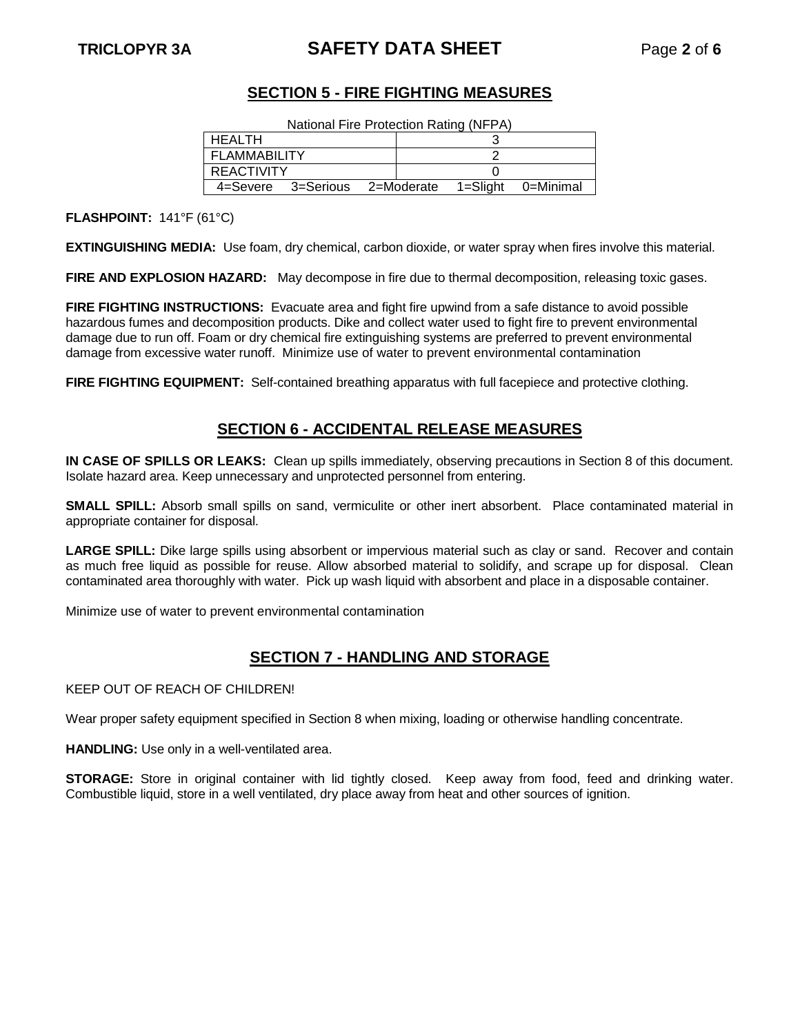## SECTION 5 - FIRE FIGHTING MEASURES

National Fire Protection Rating (NFPA)

| | |
|---|---|
| HEALTH | 3 |
| FLAMMABILITY | 2 |
| REACTIVITY | 0 |
| 4=Severe 3=Serious 2=Moderate 1=Slight 0=Minimal | |

**FLASHPOINT:** 141°F (61°C)

**EXTINGUISHING MEDIA:** Use foam, dry chemical, carbon dioxide, or water spray when fires involve this material.

**FIRE AND EXPLOSION HAZARD:** May decompose in fire due to thermal decomposition, releasing toxic gases.

**FIRE FIGHTING INSTRUCTIONS:** Evacuate area and fight fire upwind from a safe distance to avoid possible hazardous fumes and decomposition products. Dike and collect water used to fight fire to prevent environmental damage due to run off. Foam or dry chemical fire extinguishing systems are preferred to prevent environmental damage from excessive water runoff. Minimize use of water to prevent environmental contamination

**FIRE FIGHTING EQUIPMENT:** Self-contained breathing apparatus with full facepiece and protective clothing.

## SECTION 6 - ACCIDENTAL RELEASE MEASURES

**IN CASE OF SPILLS OR LEAKS:** Clean up spills immediately, observing precautions in Section 8 of this document. Isolate hazard area. Keep unnecessary and unprotected personnel from entering.

**SMALL SPILL:** Absorb small spills on sand, vermiculite or other inert absorbent. Place contaminated material in appropriate container for disposal.

**LARGE SPILL:** Dike large spills using absorbent or impervious material such as clay or sand. Recover and contain as much free liquid as possible for reuse. Allow absorbed material to solidify, and scrape up for disposal. Clean contaminated area thoroughly with water. Pick up wash liquid with absorbent and place in a disposable container.

Minimize use of water to prevent environmental contamination

## SECTION 7 - HANDLING AND STORAGE

KEEP OUT OF REACH OF CHILDREN!

Wear proper safety equipment specified in Section 8 when mixing, loading or otherwise handling concentrate.

**HANDLING:** Use only in a well-ventilated area.

**STORAGE:** Store in original container with lid tightly closed. Keep away from food, feed and drinking water. Combustible liquid, store in a well ventilated, dry place away from heat and other sources of ignition.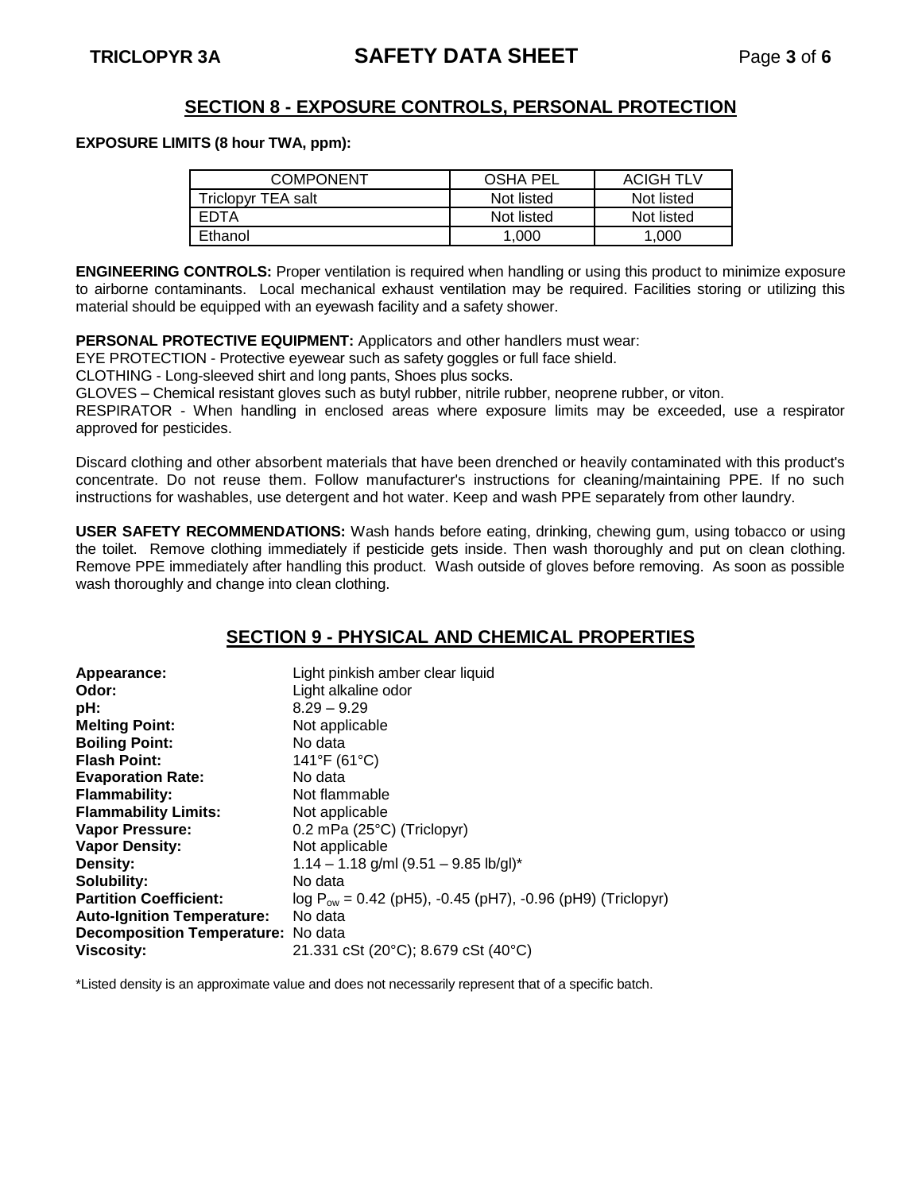## SECTION 8 - EXPOSURE CONTROLS, PERSONAL PROTECTION

**EXPOSURE LIMITS (8 hour TWA, ppm):**

| COMPONENT | OSHA PEL | ACIGH TLV |
|---|---|---|
| Triclopyr TEA salt | Not listed | Not listed |
| EDTA | Not listed | Not listed |
| Ethanol | 1,000 | 1,000 |

**ENGINEERING CONTROLS:** Proper ventilation is required when handling or using this product to minimize exposure to airborne contaminants. Local mechanical exhaust ventilation may be required. Facilities storing or utilizing this material should be equipped with an eyewash facility and a safety shower.

**PERSONAL PROTECTIVE EQUIPMENT:** Applicators and other handlers must wear:
EYE PROTECTION - Protective eyewear such as safety goggles or full face shield.
CLOTHING - Long-sleeved shirt and long pants, Shoes plus socks.
GLOVES – Chemical resistant gloves such as butyl rubber, nitrile rubber, neoprene rubber, or viton.
RESPIRATOR - When handling in enclosed areas where exposure limits may be exceeded, use a respirator approved for pesticides.

Discard clothing and other absorbent materials that have been drenched or heavily contaminated with this product's concentrate. Do not reuse them. Follow manufacturer's instructions for cleaning/maintaining PPE. If no such instructions for washables, use detergent and hot water. Keep and wash PPE separately from other laundry.

**USER SAFETY RECOMMENDATIONS:** Wash hands before eating, drinking, chewing gum, using tobacco or using the toilet. Remove clothing immediately if pesticide gets inside. Then wash thoroughly and put on clean clothing. Remove PPE immediately after handling this product. Wash outside of gloves before removing. As soon as possible wash thoroughly and change into clean clothing.

## SECTION 9 - PHYSICAL AND CHEMICAL PROPERTIES

**Appearance:** Light pinkish amber clear liquid
**Odor:** Light alkaline odor
**pH:** 8.29 – 9.29
**Melting Point:** Not applicable
**Boiling Point:** No data
**Flash Point:** 141°F (61°C)
**Evaporation Rate:** No data
**Flammability:** Not flammable
**Flammability Limits:** Not applicable
**Vapor Pressure:** 0.2 mPa (25°C) (Triclopyr)
**Vapor Density:** Not applicable
**Density:** 1.14 – 1.18 g/ml (9.51 – 9.85 lb/gl)*
**Solubility:** No data
**Partition Coefficient:** log $P_{ow}$ = 0.42 (pH5), -0.45 (pH7), -0.96 (pH9) (Triclopyr)
**Auto-Ignition Temperature:** No data
**Decomposition Temperature:** No data
**Viscosity:** 21.331 cSt (20°C); 8.679 cSt (40°C)

*Listed density is an approximate value and does not necessarily represent that of a specific batch.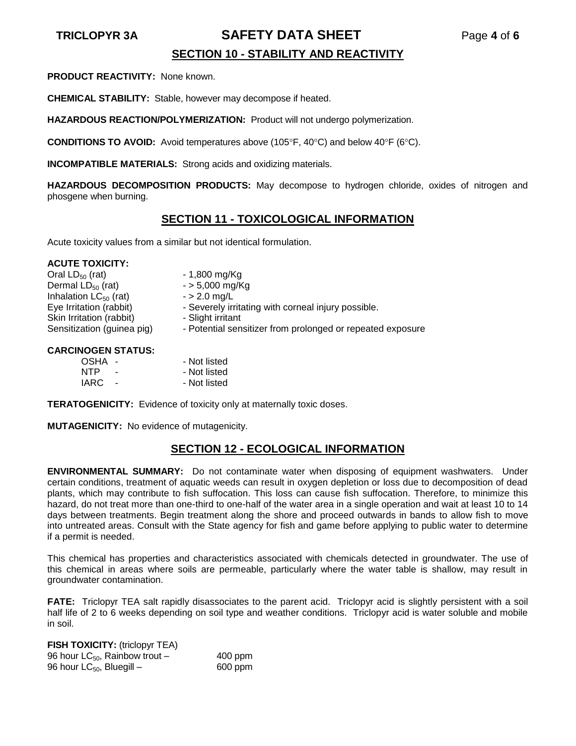## SECTION 10 - STABILITY AND REACTIVITY

**PRODUCT REACTIVITY:** None known.

**CHEMICAL STABILITY:** Stable, however may decompose if heated.

**HAZARDOUS REACTION/POLYMERIZATION:** Product will not undergo polymerization.

**CONDITIONS TO AVOID:** Avoid temperatures above (105°F, 40°C) and below 40°F (6°C).

**INCOMPATIBLE MATERIALS:** Strong acids and oxidizing materials.

**HAZARDOUS DECOMPOSITION PRODUCTS:** May decompose to hydrogen chloride, oxides of nitrogen and phosgene when burning.

## SECTION 11 - TOXICOLOGICAL INFORMATION

Acute toxicity values from a similar but not identical formulation.

**ACUTE TOXICITY:**

| | |
|---|---|
| Oral $LD_{50}$ (rat) | - 1,800 mg/Kg |
| Dermal $LD_{50}$ (rat) | - > 5,000 mg/Kg |
| Inhalation $LC_{50}$ (rat) | - > 2.0 mg/L |
| Eye Irritation (rabbit) | - Severely irritating with corneal injury possible. |
| Skin Irritation (rabbit) | - Slight irritant |
| Sensitization (guinea pig) | - Potential sensitizer from prolonged or repeated exposure |

**CARCINOGEN STATUS:**

| | |
|---|---|
| OSHA - | - Not listed |
| NTP - | - Not listed |
| IARC - | - Not listed |

**TERATOGENICITY:** Evidence of toxicity only at maternally toxic doses.

**MUTAGENICITY:** No evidence of mutagenicity.

## SECTION 12 - ECOLOGICAL INFORMATION

**ENVIRONMENTAL SUMMARY:** Do not contaminate water when disposing of equipment washwaters. Under certain conditions, treatment of aquatic weeds can result in oxygen depletion or loss due to decomposition of dead plants, which may contribute to fish suffocation. This loss can cause fish suffocation. Therefore, to minimize this hazard, do not treat more than one-third to one-half of the water area in a single operation and wait at least 10 to 14 days between treatments. Begin treatment along the shore and proceed outwards in bands to allow fish to move into untreated areas. Consult with the State agency for fish and game before applying to public water to determine if a permit is needed.

This chemical has properties and characteristics associated with chemicals detected in groundwater. The use of this chemical in areas where soils are permeable, particularly where the water table is shallow, may result in groundwater contamination.

**FATE:** Triclopyr TEA salt rapidly disassociates to the parent acid. Triclopyr acid is slightly persistent with a soil half life of 2 to 6 weeks depending on soil type and weather conditions. Triclopyr acid is water soluble and mobile in soil.

**FISH TOXICITY:** (triclopyr TEA)

| | |
|---|---|
| 96 hour $LC_{50}$, Rainbow trout – | 400 ppm |
| 96 hour $LC_{50}$, Bluegill – | 600 ppm |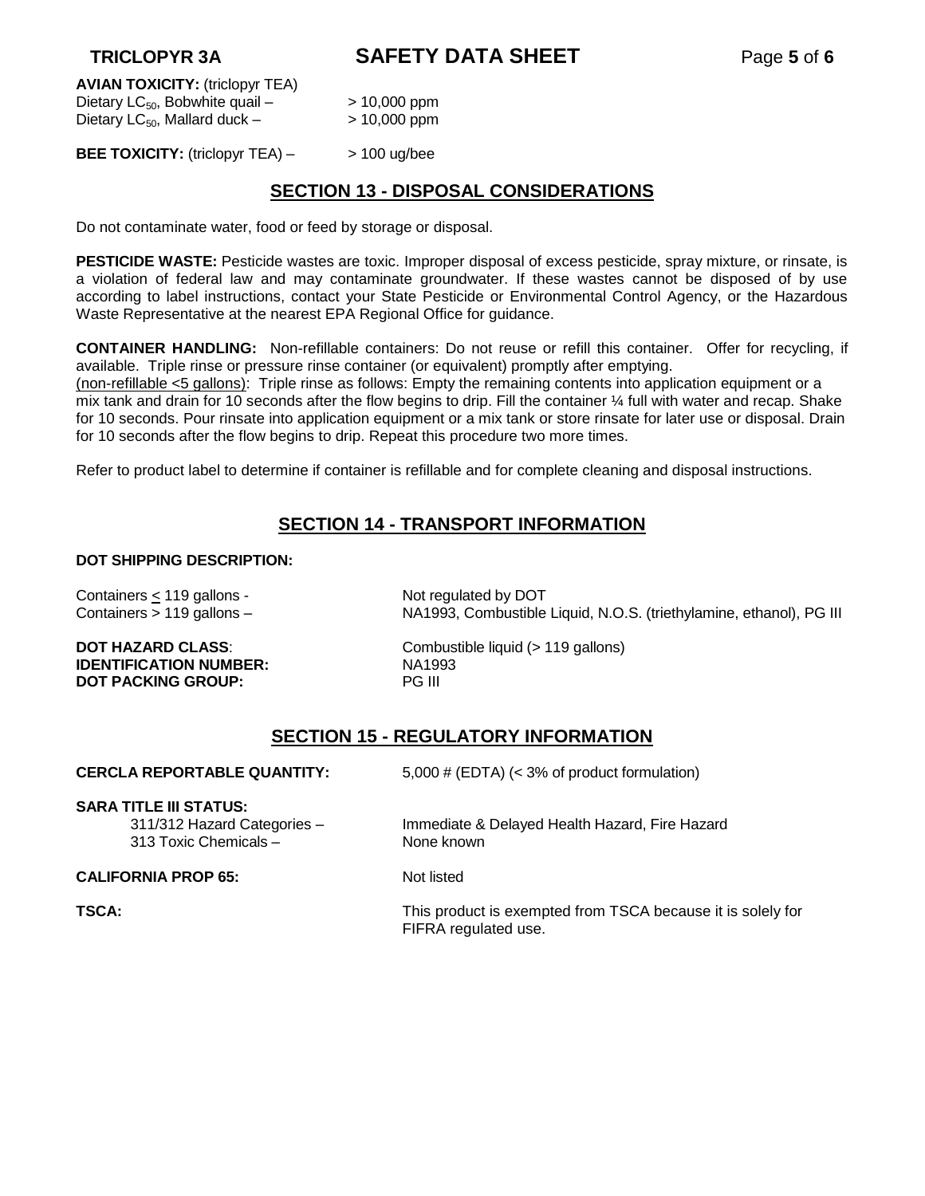**AVIAN TOXICITY:** (triclopyr TEA)
Dietary $LC_{50}$, Bobwhite quail – > 10,000 ppm
Dietary $LC_{50}$, Mallard duck – > 10,000 ppm

**BEE TOXICITY:** (triclopyr TEA) – > 100 ug/bee

## SECTION 13 - DISPOSAL CONSIDERATIONS

Do not contaminate water, food or feed by storage or disposal.

**PESTICIDE WASTE:** Pesticide wastes are toxic. Improper disposal of excess pesticide, spray mixture, or rinsate, is a violation of federal law and may contaminate groundwater. If these wastes cannot be disposed of by use according to label instructions, contact your State Pesticide or Environmental Control Agency, or the Hazardous Waste Representative at the nearest EPA Regional Office for guidance.

**CONTAINER HANDLING:** Non-refillable containers: Do not reuse or refill this container. Offer for recycling, if available. Triple rinse or pressure rinse container (or equivalent) promptly after emptying.
(non-refillable <5 gallons): Triple rinse as follows: Empty the remaining contents into application equipment or a mix tank and drain for 10 seconds after the flow begins to drip. Fill the container ¼ full with water and recap. Shake for 10 seconds. Pour rinsate into application equipment or a mix tank or store rinsate for later use or disposal. Drain for 10 seconds after the flow begins to drip. Repeat this procedure two more times.

Refer to product label to determine if container is refillable and for complete cleaning and disposal instructions.

## SECTION 14 - TRANSPORT INFORMATION

**DOT SHIPPING DESCRIPTION:**

Containers ≤ 119 gallons - Not regulated by DOT
Containers > 119 gallons – NA1993, Combustible Liquid, N.O.S. (triethylamine, ethanol), PG III

**DOT HAZARD CLASS**: Combustible liquid (> 119 gallons)
**IDENTIFICATION NUMBER:** NA1993
**DOT PACKING GROUP:** PG III

## SECTION 15 - REGULATORY INFORMATION

**CERCLA REPORTABLE QUANTITY:** 5,000 # (EDTA) (< 3% of product formulation)

**SARA TITLE III STATUS:**
311/312 Hazard Categories – Immediate & Delayed Health Hazard, Fire Hazard
313 Toxic Chemicals – None known

**CALIFORNIA PROP 65:** Not listed

**TSCA:** This product is exempted from TSCA because it is solely for FIFRA regulated use.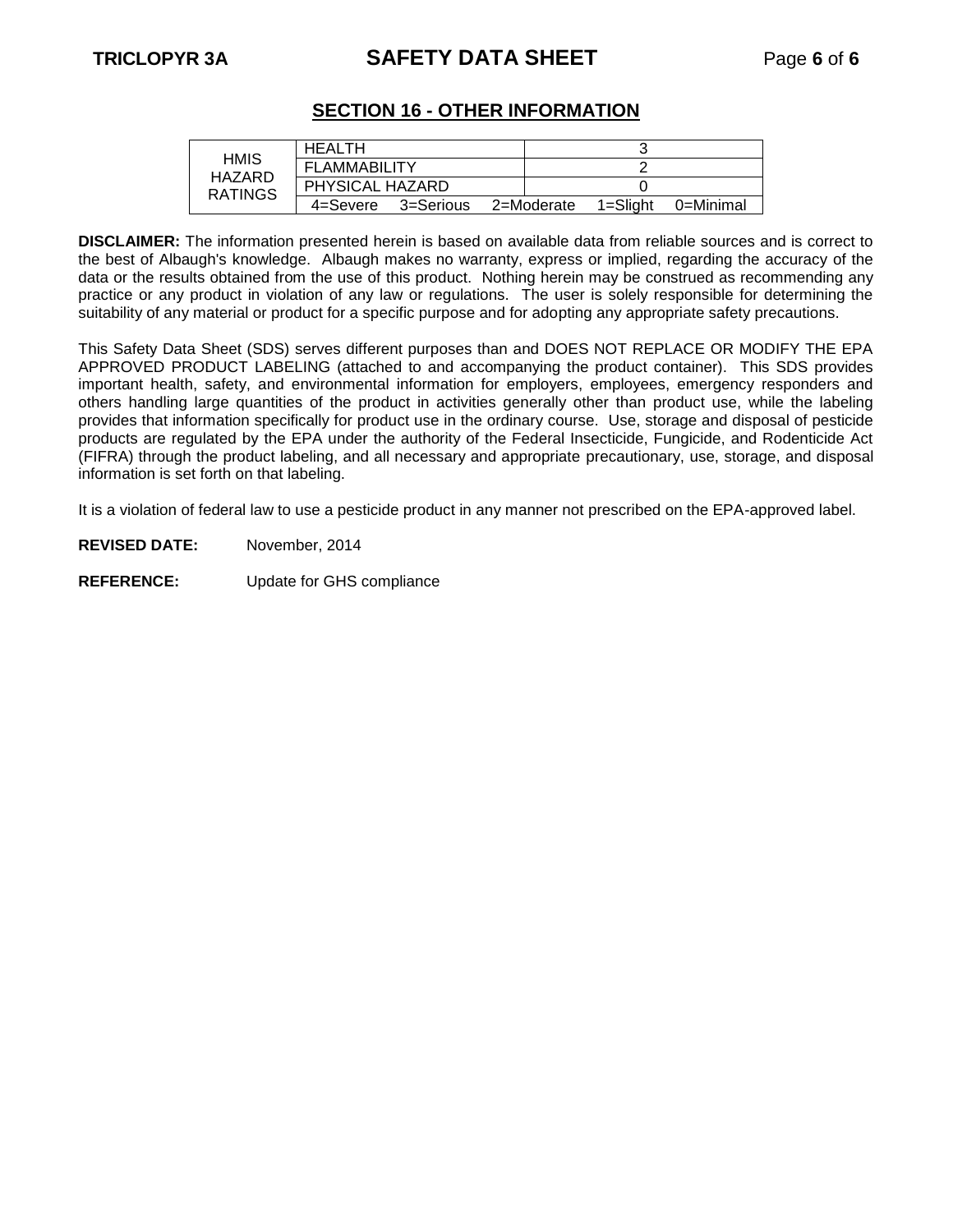## SECTION 16 - OTHER INFORMATION

| | | |
|---|---|---|
| HMIS HAZARD RATINGS | HEALTH | 3 |
| | FLAMMABILITY | 2 |
| | PHYSICAL HAZARD | 0 |
| | 4=Severe 3=Serious 2=Moderate 1=Slight 0=Minimal | |

**DISCLAIMER:** The information presented herein is based on available data from reliable sources and is correct to the best of Albaugh's knowledge. Albaugh makes no warranty, express or implied, regarding the accuracy of the data or the results obtained from the use of this product. Nothing herein may be construed as recommending any practice or any product in violation of any law or regulations. The user is solely responsible for determining the suitability of any material or product for a specific purpose and for adopting any appropriate safety precautions.

This Safety Data Sheet (SDS) serves different purposes than and DOES NOT REPLACE OR MODIFY THE EPA APPROVED PRODUCT LABELING (attached to and accompanying the product container). This SDS provides important health, safety, and environmental information for employers, employees, emergency responders and others handling large quantities of the product in activities generally other than product use, while the labeling provides that information specifically for product use in the ordinary course. Use, storage and disposal of pesticide products are regulated by the EPA under the authority of the Federal Insecticide, Fungicide, and Rodenticide Act (FIFRA) through the product labeling, and all necessary and appropriate precautionary, use, storage, and disposal information is set forth on that labeling.

It is a violation of federal law to use a pesticide product in any manner not prescribed on the EPA-approved label.

**REVISED DATE:** November, 2014

**REFERENCE:** Update for GHS compliance